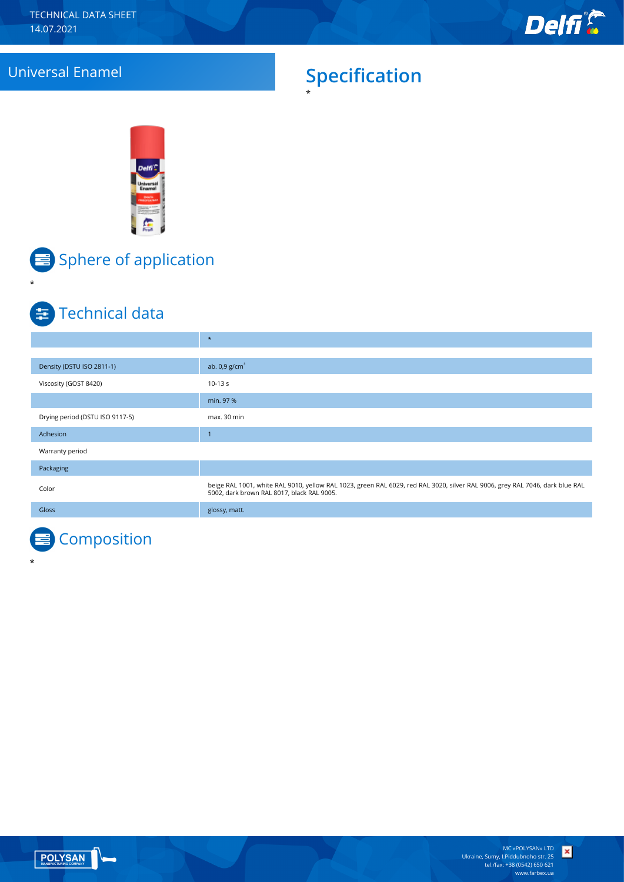TECHNICAL DATA SHEET
14.07.2021

# Universal Enamel

## Specification

*

## Sphere of application

*

## Technical data

| | * |
|---|---|
| | |
| Density (DSTU ISO 2811-1) | ab. 0,9 g/cm³ |
| Viscosity (GOST 8420) | 10-13 s |
| | min. 97 % |
| Drying period (DSTU ISO 9117-5) | max. 30 min |
| Adhesion | 1 |
| Warranty period | |
| Packaging | |
| Color | beige RAL 1001, white RAL 9010, yellow RAL 1023, green RAL 6029, red RAL 3020, silver RAL 9006, grey RAL 7046, dark blue RAL 5002, dark brown RAL 8017, black RAL 9005. |
| Gloss | glossy, matt. |

## Composition

*

MC «POLYSAN» LTD
Ukraine, Sumy, I.Piddubnoho str. 25
tel./fax: +38 (0542) 650 621
www.farbex.ua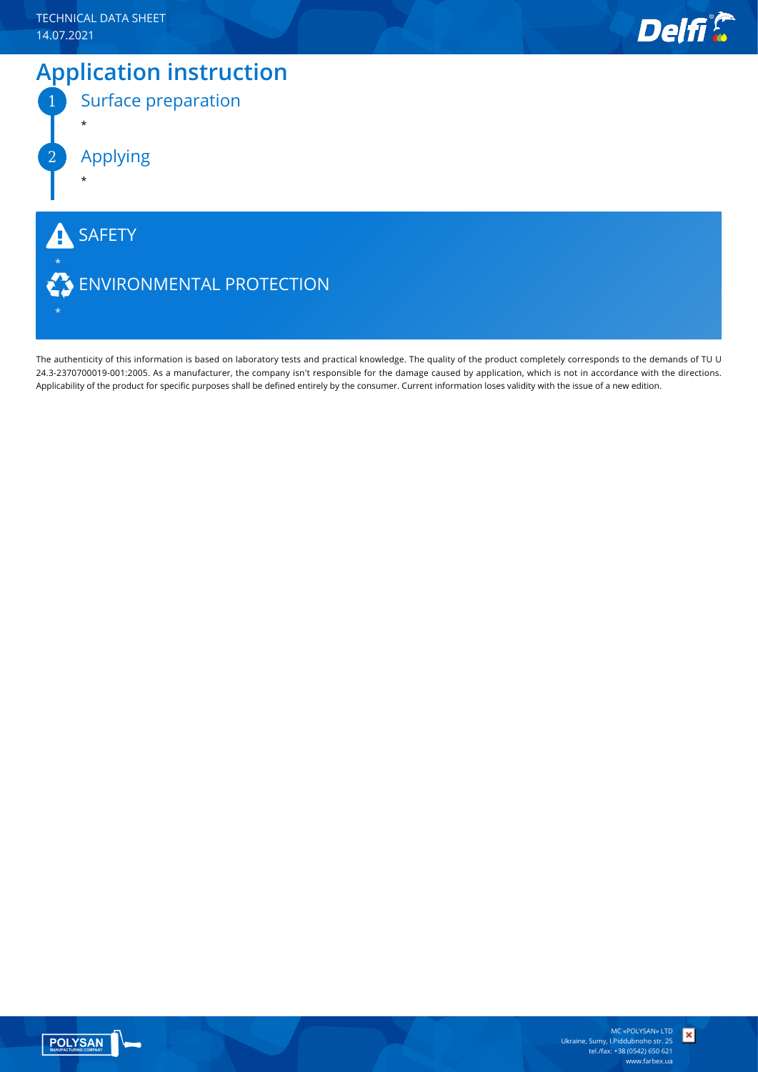# Application instruction

## 1 Surface preparation

*

## 2 Applying

*

## SAFETY

*

## ENVIRONMENTAL PROTECTION

*

The authenticity of this information is based on laboratory tests and practical knowledge. The quality of the product completely corresponds to the demands of TU U 24.3-2370700019-001:2005. As a manufacturer, the company isn't responsible for the damage caused by application, which is not in accordance with the directions. Applicability of the product for specific purposes shall be defined entirely by the consumer. Current information loses validity with the issue of a new edition.